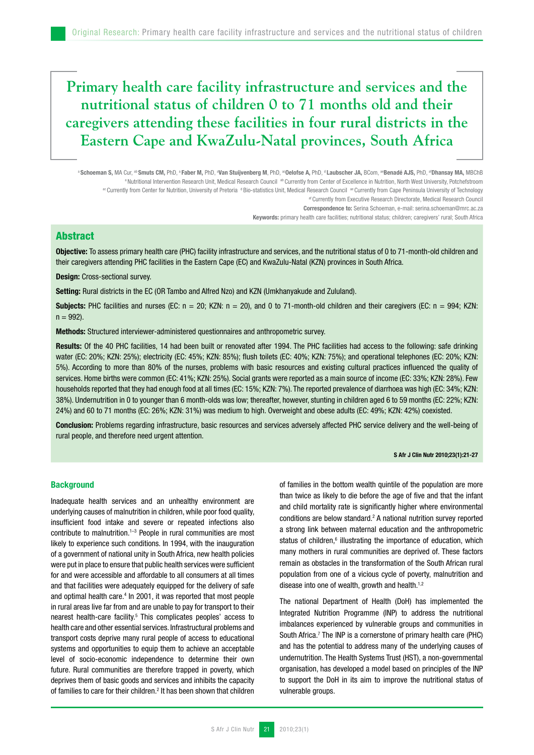# Primary health care facility infrastructure and services and the nutritional status of children 0 to 71 months old and their caregivers attending these facilities in four rural districts in the Eastern Cape and KwaZulu-Natal provinces, South Africa

[a] **Schoeman S,** MA Cur, [ab] **Smuts CM,** PhD, [a] **Faber M,** PhD, [a] **Van Stuijvenberg M**, PhD, [ac] **Oelofse A,** PhD, [d] **Laubscher JA,** BCom, [ae] **Benadé AJS,** PhD, [af] **Dhansay MA,** MBChB

[a] Nutritional Intervention Research Unit, Medical Research Council [ab] Currently from Center of Excellence in Nutrition, North West University, Potchefstroom

[ac] Currently from Center for Nutrition, University of Pretoria [d] Bio-statistics Unit, Medical Research Council [ae] Currently from Cape Peninsula University of Technology

[af] Currently from Executive Research Directorate, Medical Research Council

**Correspondence to:** Serina Schoeman, e-mail: serina.schoeman@mrc.ac.za

**Keywords:** primary health care facilities; nutritional status; children; caregivers' rural; South Africa

## Abstract

**Objective:** To assess primary health care (PHC) facility infrastructure and services, and the nutritional status of 0 to 71-month-old children and their caregivers attending PHC facilities in the Eastern Cape (EC) and KwaZulu-Natal (KZN) provinces in South Africa.

**Design:** Cross-sectional survey.

**Setting:** Rural districts in the EC (OR Tambo and Alfred Nzo) and KZN (Umkhanyakude and Zululand).

**Subjects:** PHC facilities and nurses (EC: n = 20; KZN: n = 20), and 0 to 71-month-old children and their caregivers (EC: n = 994; KZN: n = 992).

**Methods:** Structured interviewer-administered questionnaires and anthropometric survey.

**Results:** Of the 40 PHC facilities, 14 had been built or renovated after 1994. The PHC facilities had access to the following: safe drinking water (EC: 20%; KZN: 25%); electricity (EC: 45%; KZN: 85%); flush toilets (EC: 40%; KZN: 75%); and operational telephones (EC: 20%; KZN: 5%). According to more than 80% of the nurses, problems with basic resources and existing cultural practices influenced the quality of services. Home births were common (EC: 41%; KZN: 25%). Social grants were reported as a main source of income (EC: 33%; KZN: 28%). Few households reported that they had enough food at all times (EC: 15%; KZN: 7%). The reported prevalence of diarrhoea was high (EC: 34%; KZN: 38%). Undernutrition in 0 to younger than 6 month-olds was low; thereafter, however, stunting in children aged 6 to 59 months (EC: 22%; KZN: 24%) and 60 to 71 months (EC: 26%; KZN: 31%) was medium to high. Overweight and obese adults (EC: 49%; KZN: 42%) coexisted.

**Conclusion:** Problems regarding infrastructure, basic resources and services adversely affected PHC service delivery and the well-being of rural people, and therefore need urgent attention.

**S Afr J Clin Nutr 2010;23(1):21-27**

## Background

Inadequate health services and an unhealthy environment are underlying causes of malnutrition in children, while poor food quality, insufficient food intake and severe or repeated infections also contribute to malnutrition.[1–3] People in rural communities are most likely to experience such conditions. In 1994, with the inauguration of a government of national unity in South Africa, new health policies were put in place to ensure that public health services were sufficient for and were accessible and affordable to all consumers at all times and that facilities were adequately equipped for the delivery of safe and optimal health care.[4] In 2001, it was reported that most people in rural areas live far from and are unable to pay for transport to their nearest health-care facility.[5] This complicates peoples' access to health care and other essential services. Infrastructural problems and transport costs deprive many rural people of access to educational systems and opportunities to equip them to achieve an acceptable level of socio-economic independence to determine their own future. Rural communities are therefore trapped in poverty, which deprives them of basic goods and services and inhibits the capacity of families to care for their children.[2] It has been shown that children of families in the bottom wealth quintile of the population are more than twice as likely to die before the age of five and that the infant and child mortality rate is significantly higher where environmental conditions are below standard.[2] A national nutrition survey reported a strong link between maternal education and the anthropometric status of children,[6] illustrating the importance of education, which many mothers in rural communities are deprived of. These factors remain as obstacles in the transformation of the South African rural population from one of a vicious cycle of poverty, malnutrition and disease into one of wealth, growth and health.[1,2]

The national Department of Health (DoH) has implemented the Integrated Nutrition Programme (INP) to address the nutritional imbalances experienced by vulnerable groups and communities in South Africa.[7] The INP is a cornerstone of primary health care (PHC) and has the potential to address many of the underlying causes of undernutrition. The Health Systems Trust (HST), a non-governmental organisation, has developed a model based on principles of the INP to support the DoH in its aim to improve the nutritional status of vulnerable groups.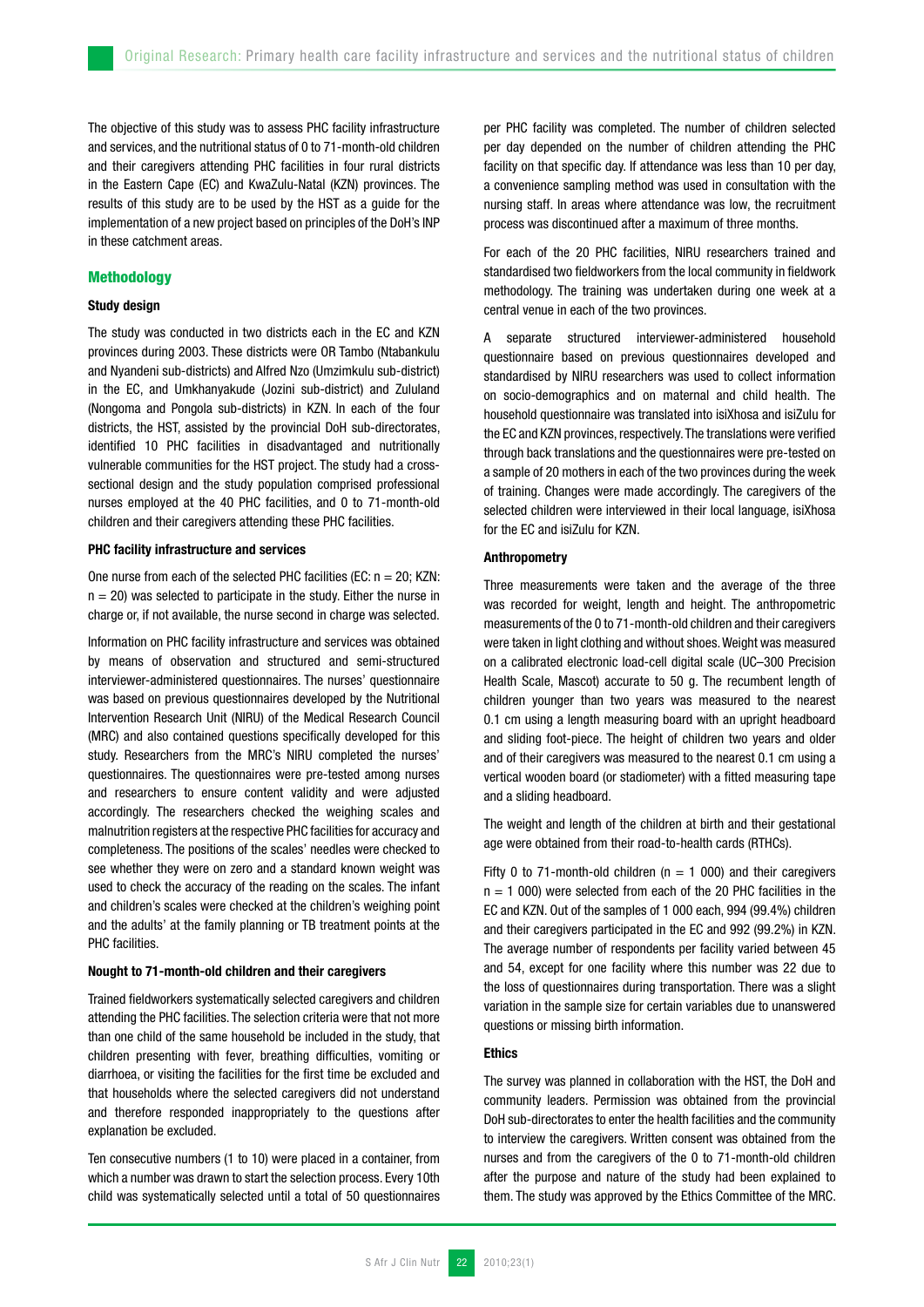The objective of this study was to assess PHC facility infrastructure and services, and the nutritional status of 0 to 71-month-old children and their caregivers attending PHC facilities in four rural districts in the Eastern Cape (EC) and KwaZulu-Natal (KZN) provinces. The results of this study are to be used by the HST as a guide for the implementation of a new project based on principles of the DoH's INP in these catchment areas.

## Methodology

### Study design

The study was conducted in two districts each in the EC and KZN provinces during 2003. These districts were OR Tambo (Ntabankulu and Nyandeni sub-districts) and Alfred Nzo (Umzimkulu sub-district) in the EC, and Umkhanyakude (Jozini sub-district) and Zululand (Nongoma and Pongola sub-districts) in KZN. In each of the four districts, the HST, assisted by the provincial DoH sub-directorates, identified 10 PHC facilities in disadvantaged and nutritionally vulnerable communities for the HST project. The study had a cross-sectional design and the study population comprised professional nurses employed at the 40 PHC facilities, and 0 to 71-month-old children and their caregivers attending these PHC facilities.

### PHC facility infrastructure and services

One nurse from each of the selected PHC facilities (EC: n = 20; KZN: n = 20) was selected to participate in the study. Either the nurse in charge or, if not available, the nurse second in charge was selected.

Information on PHC facility infrastructure and services was obtained by means of observation and structured and semi-structured interviewer-administered questionnaires. The nurses' questionnaire was based on previous questionnaires developed by the Nutritional Intervention Research Unit (NIRU) of the Medical Research Council (MRC) and also contained questions specifically developed for this study. Researchers from the MRC's NIRU completed the nurses' questionnaires. The questionnaires were pre-tested among nurses and researchers to ensure content validity and were adjusted accordingly. The researchers checked the weighing scales and malnutrition registers at the respective PHC facilities for accuracy and completeness. The positions of the scales' needles were checked to see whether they were on zero and a standard known weight was used to check the accuracy of the reading on the scales. The infant and children's scales were checked at the children's weighing point and the adults' at the family planning or TB treatment points at the PHC facilities.

### Nought to 71-month-old children and their caregivers

Trained fieldworkers systematically selected caregivers and children attending the PHC facilities. The selection criteria were that not more than one child of the same household be included in the study, that children presenting with fever, breathing difficulties, vomiting or diarrhoea, or visiting the facilities for the first time be excluded and that households where the selected caregivers did not understand and therefore responded inappropriately to the questions after explanation be excluded.

Ten consecutive numbers (1 to 10) were placed in a container, from which a number was drawn to start the selection process. Every 10th child was systematically selected until a total of 50 questionnaires per PHC facility was completed. The number of children selected per day depended on the number of children attending the PHC facility on that specific day. If attendance was less than 10 per day, a convenience sampling method was used in consultation with the nursing staff. In areas where attendance was low, the recruitment process was discontinued after a maximum of three months.

For each of the 20 PHC facilities, NIRU researchers trained and standardised two fieldworkers from the local community in fieldwork methodology. The training was undertaken during one week at a central venue in each of the two provinces.

A separate structured interviewer-administered household questionnaire based on previous questionnaires developed and standardised by NIRU researchers was used to collect information on socio-demographics and on maternal and child health. The household questionnaire was translated into isiXhosa and isiZulu for the EC and KZN provinces, respectively. The translations were verified through back translations and the questionnaires were pre-tested on a sample of 20 mothers in each of the two provinces during the week of training. Changes were made accordingly. The caregivers of the selected children were interviewed in their local language, isiXhosa for the EC and isiZulu for KZN.

### Anthropometry

Three measurements were taken and the average of the three was recorded for weight, length and height. The anthropometric measurements of the 0 to 71-month-old children and their caregivers were taken in light clothing and without shoes. Weight was measured on a calibrated electronic load-cell digital scale (UC–300 Precision Health Scale, Mascot) accurate to 50 g. The recumbent length of children younger than two years was measured to the nearest 0.1 cm using a length measuring board with an upright headboard and sliding foot-piece. The height of children two years and older and of their caregivers was measured to the nearest 0.1 cm using a vertical wooden board (or stadiometer) with a fitted measuring tape and a sliding headboard.

The weight and length of the children at birth and their gestational age were obtained from their road-to-health cards (RTHCs).

Fifty 0 to 71-month-old children (n = 1 000) and their caregivers n = 1 000) were selected from each of the 20 PHC facilities in the EC and KZN. Out of the samples of 1 000 each, 994 (99.4%) children and their caregivers participated in the EC and 992 (99.2%) in KZN. The average number of respondents per facility varied between 45 and 54, except for one facility where this number was 22 due to the loss of questionnaires during transportation. There was a slight variation in the sample size for certain variables due to unanswered questions or missing birth information.

### Ethics

The survey was planned in collaboration with the HST, the DoH and community leaders. Permission was obtained from the provincial DoH sub-directorates to enter the health facilities and the community to interview the caregivers. Written consent was obtained from the nurses and from the caregivers of the 0 to 71-month-old children after the purpose and nature of the study had been explained to them. The study was approved by the Ethics Committee of the MRC.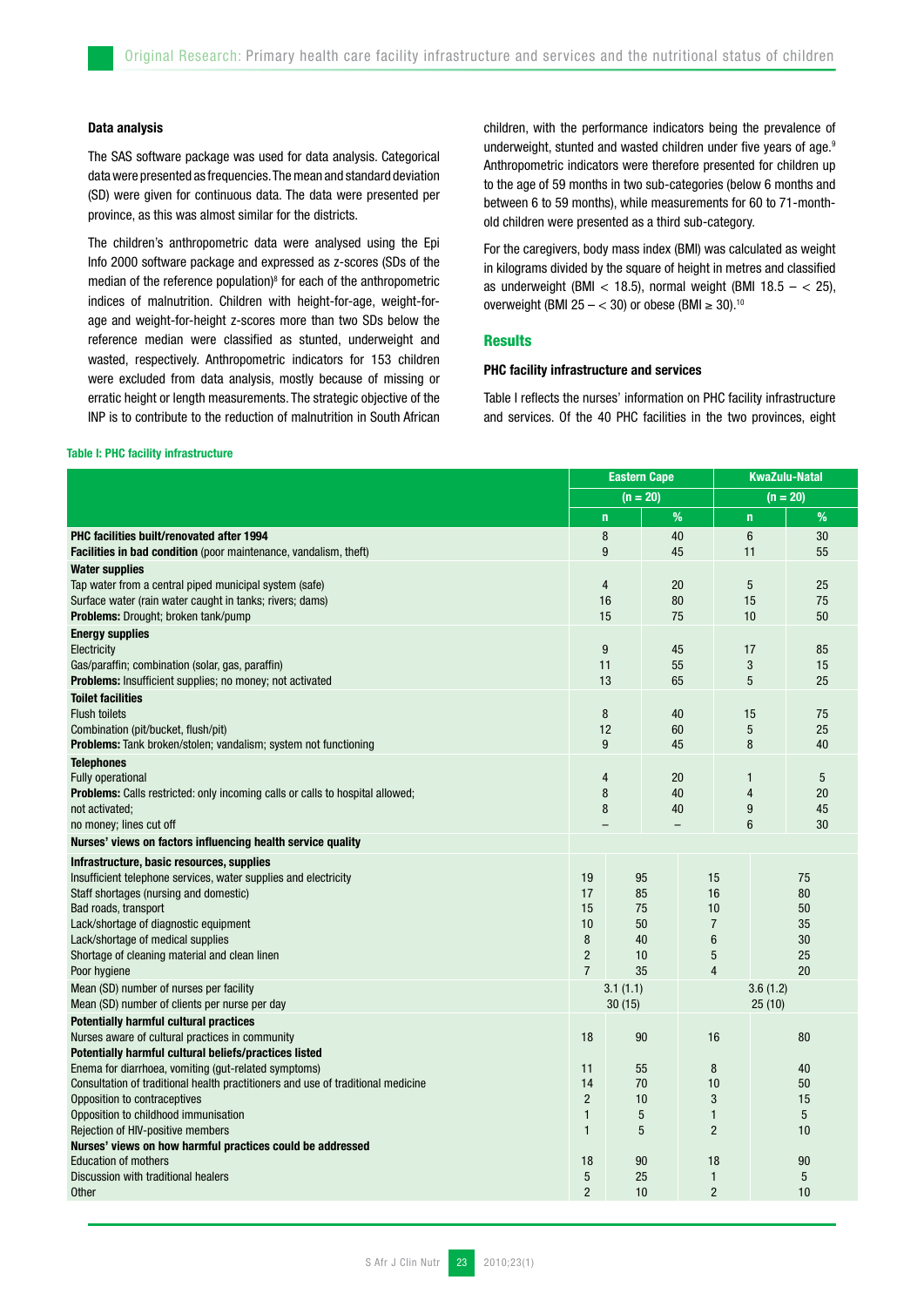### Data analysis

The SAS software package was used for data analysis. Categorical data were presented as frequencies. The mean and standard deviation (SD) were given for continuous data. The data were presented per province, as this was almost similar for the districts.

The children's anthropometric data were analysed using the Epi Info 2000 software package and expressed as z-scores (SDs of the median of the reference population)[8] for each of the anthropometric indices of malnutrition. Children with height-for-age, weight-for-age and weight-for-height z-scores more than two SDs below the reference median were classified as stunted, underweight and wasted, respectively. Anthropometric indicators for 153 children were excluded from data analysis, mostly because of missing or erratic height or length measurements. The strategic objective of the INP is to contribute to the reduction of malnutrition in South African children, with the performance indicators being the prevalence of underweight, stunted and wasted children under five years of age.[9] Anthropometric indicators were therefore presented for children up to the age of 59 months in two sub-categories (below 6 months and between 6 to 59 months), while measurements for 60 to 71-month-old children were presented as a third sub-category.

For the caregivers, body mass index (BMI) was calculated as weight in kilograms divided by the square of height in metres and classified as underweight (BMI < 18.5), normal weight (BMI 18.5 – < 25), overweight (BMI 25 – < 30) or obese (BMI ≥ 30).[10]

## Results

### PHC facility infrastructure and services

Table I reflects the nurses' information on PHC facility infrastructure and services. Of the 40 PHC facilities in the two provinces, eight

**Table I: PHC facility infrastructure**

| | Eastern Cape (n = 20) | | KwaZulu-Natal (n = 20) | |
|---|---|---|---|---|
| | n | % | n | % |
| **PHC facilities built/renovated after 1994** | 8 | 40 | 6 | 30 |
| **Facilities in bad condition** (poor maintenance, vandalism, theft) | 9 | 45 | 11 | 55 |
| **Water supplies** | | | | |
| Tap water from a central piped municipal system (safe) | 4 | 20 | 5 | 25 |
| Surface water (rain water caught in tanks; rivers; dams) | 16 | 80 | 15 | 75 |
| **Problems:** Drought; broken tank/pump | 15 | 75 | 10 | 50 |
| **Energy supplies** | | | | |
| Electricity | 9 | 45 | 17 | 85 |
| Gas/paraffin; combination (solar, gas, paraffin) | 11 | 55 | 3 | 15 |
| **Problems:** Insufficient supplies; no money; not activated | 13 | 65 | 5 | 25 |
| **Toilet facilities** | | | | |
| Flush toilets | 8 | 40 | 15 | 75 |
| Combination (pit/bucket, flush/pit) | 12 | 60 | 5 | 25 |
| **Problems:** Tank broken/stolen; vandalism; system not functioning | 9 | 45 | 8 | 40 |
| **Telephones** | | | | |
| Fully operational | 4 | 20 | 1 | 5 |
| **Problems:** Calls restricted: only incoming calls or calls to hospital allowed; | 8 | 40 | 4 | 20 |
| not activated; | 8 | 40 | 9 | 45 |
| no money; lines cut off | – | – | 6 | 30 |
| **Nurses' views on factors influencing health service quality** | | | | |
| **Infrastructure, basic resources, supplies** | | | | |
| Insufficient telephone services, water supplies and electricity | 19 | 95 | 15 | 75 |
| Staff shortages (nursing and domestic) | 17 | 85 | 16 | 80 |
| Bad roads, transport | 15 | 75 | 10 | 50 |
| Lack/shortage of diagnostic equipment | 10 | 50 | 7 | 35 |
| Lack/shortage of medical supplies | 8 | 40 | 6 | 30 |
| Shortage of cleaning material and clean linen | 2 | 10 | 5 | 25 |
| Poor hygiene | 7 | 35 | 4 | 20 |
| Mean (SD) number of nurses per facility | 3.1 (1.1) | | 3.6 (1.2) | |
| Mean (SD) number of clients per nurse per day | 30 (15) | | 25 (10) | |
| **Potentially harmful cultural practices** | | | | |
| Nurses aware of cultural practices in community | 18 | 90 | 16 | 80 |
| **Potentially harmful cultural beliefs/practices listed** | | | | |
| Enema for diarrhoea, vomiting (gut-related symptoms) | 11 | 55 | 8 | 40 |
| Consultation of traditional health practitioners and use of traditional medicine | 14 | 70 | 10 | 50 |
| Opposition to contraceptives | 2 | 10 | 3 | 15 |
| Opposition to childhood immunisation | 1 | 5 | 1 | 5 |
| Rejection of HIV-positive members | 1 | 5 | 2 | 10 |
| **Nurses' views on how harmful practices could be addressed** | | | | |
| Education of mothers | 18 | 90 | 18 | 90 |
| Discussion with traditional healers | 5 | 25 | 1 | 5 |
| Other | 2 | 10 | 2 | 10 |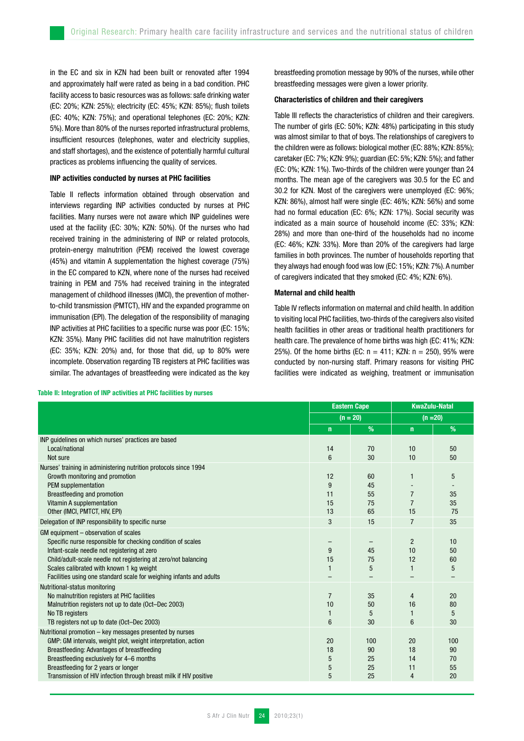in the EC and six in KZN had been built or renovated after 1994 and approximately half were rated as being in a bad condition. PHC facility access to basic resources was as follows: safe drinking water (EC: 20%; KZN: 25%); electricity (EC: 45%; KZN: 85%); flush toilets (EC: 40%; KZN: 75%); and operational telephones (EC: 20%; KZN: 5%). More than 80% of the nurses reported infrastructural problems, insufficient resources (telephones, water and electricity supplies, and staff shortages), and the existence of potentially harmful cultural practices as problems influencing the quality of services.

### INP activities conducted by nurses at PHC facilities

Table II reflects information obtained through observation and interviews regarding INP activities conducted by nurses at PHC facilities. Many nurses were not aware which INP guidelines were used at the facility (EC: 30%; KZN: 50%). Of the nurses who had received training in the administering of INP or related protocols, protein-energy malnutrition (PEM) received the lowest coverage (45%) and vitamin A supplementation the highest coverage (75%) in the EC compared to KZN, where none of the nurses had received training in PEM and 75% had received training in the integrated management of childhood illnesses (IMCI), the prevention of mother-to-child transmission (PMTCT), HIV and the expanded programme on immunisation (EPI). The delegation of the responsibility of managing INP activities at PHC facilities to a specific nurse was poor (EC: 15%; KZN: 35%). Many PHC facilities did not have malnutrition registers (EC: 35%; KZN: 20%) and, for those that did, up to 80% were incomplete. Observation regarding TB registers at PHC facilities was similar. The advantages of breastfeeding were indicated as the key breastfeeding promotion message by 90% of the nurses, while other breastfeeding messages were given a lower priority.

### Characteristics of children and their caregivers

Table III reflects the characteristics of children and their caregivers. The number of girls (EC: 50%; KZN: 48%) participating in this study was almost similar to that of boys. The relationships of caregivers to the children were as follows: biological mother (EC: 88%; KZN: 85%); caretaker (EC: 7%; KZN: 9%); guardian (EC: 5%; KZN: 5%); and father (EC: 0%; KZN: 1%). Two-thirds of the children were younger than 24 months. The mean age of the caregivers was 30.5 for the EC and 30.2 for KZN. Most of the caregivers were unemployed (EC: 96%; KZN: 86%), almost half were single (EC: 46%; KZN: 56%) and some had no formal education (EC: 6%; KZN: 17%). Social security was indicated as a main source of household income (EC: 33%; KZN: 28%) and more than one-third of the households had no income (EC: 46%; KZN: 33%). More than 20% of the caregivers had large families in both provinces. The number of households reporting that they always had enough food was low (EC: 15%; KZN: 7%). A number of caregivers indicated that they smoked (EC: 4%; KZN: 6%).

### Maternal and child health

Table IV reflects information on maternal and child health. In addition to visiting local PHC facilities, two-thirds of the caregivers also visited health facilities in other areas or traditional health practitioners for health care. The prevalence of home births was high (EC: 41%; KZN: 25%). Of the home births (EC: n = 411; KZN: n = 250), 95% were conducted by non-nursing staff. Primary reasons for visiting PHC facilities were indicated as weighing, treatment or immunisation

**Table II: Integration of INP activities at PHC facilities by nurses**

| | Eastern Cape (n = 20) | | KwaZulu-Natal (n =20) | |
|---|---|---|---|---|
| | n | % | n | % |
| INP guidelines on which nurses' practices are based | | | | |
| Local/national | 14 | 70 | 10 | 50 |
| Not sure | 6 | 30 | 10 | 50 |
| Nurses' training in administering nutrition protocols since 1994 | | | | |
| Growth monitoring and promotion | 12 | 60 | 1 | 5 |
| PEM supplementation | 9 | 45 | - | - |
| Breastfeeding and promotion | 11 | 55 | 7 | 35 |
| Vitamin A supplementation | 15 | 75 | 7 | 35 |
| Other (IMCI, PMTCT, HIV, EPI) | 13 | 65 | 15 | 75 |
| Delegation of INP responsibility to specific nurse | 3 | 15 | 7 | 35 |
| GM equipment – observation of scales | | | | |
| Specific nurse responsible for checking condition of scales | – | – | 2 | 10 |
| Infant-scale needle not registering at zero | 9 | 45 | 10 | 50 |
| Child/adult-scale needle not registering at zero/not balancing | 15 | 75 | 12 | 60 |
| Scales calibrated with known 1 kg weight | 1 | 5 | 1 | 5 |
| Facilities using one standard scale for weighing infants and adults | – | – | – | – |
| Nutritional-status monitoring | | | | |
| No malnutrition registers at PHC facilities | 7 | 35 | 4 | 20 |
| Malnutrition registers not up to date (Oct–Dec 2003) | 10 | 50 | 16 | 80 |
| No TB registers | 1 | 5 | 1 | 5 |
| TB registers not up to date (Oct–Dec 2003) | 6 | 30 | 6 | 30 |
| Nutritional promotion – key messages presented by nurses | | | | |
| GMP: GM intervals, weight plot, weight interpretation, action | 20 | 100 | 20 | 100 |
| Breastfeeding: Advantages of breastfeeding | 18 | 90 | 18 | 90 |
| Breastfeeding exclusively for 4–6 months | 5 | 25 | 14 | 70 |
| Breastfeeding for 2 years or longer | 5 | 25 | 11 | 55 |
| Transmission of HIV infection through breast milk if HIV positive | 5 | 25 | 4 | 20 |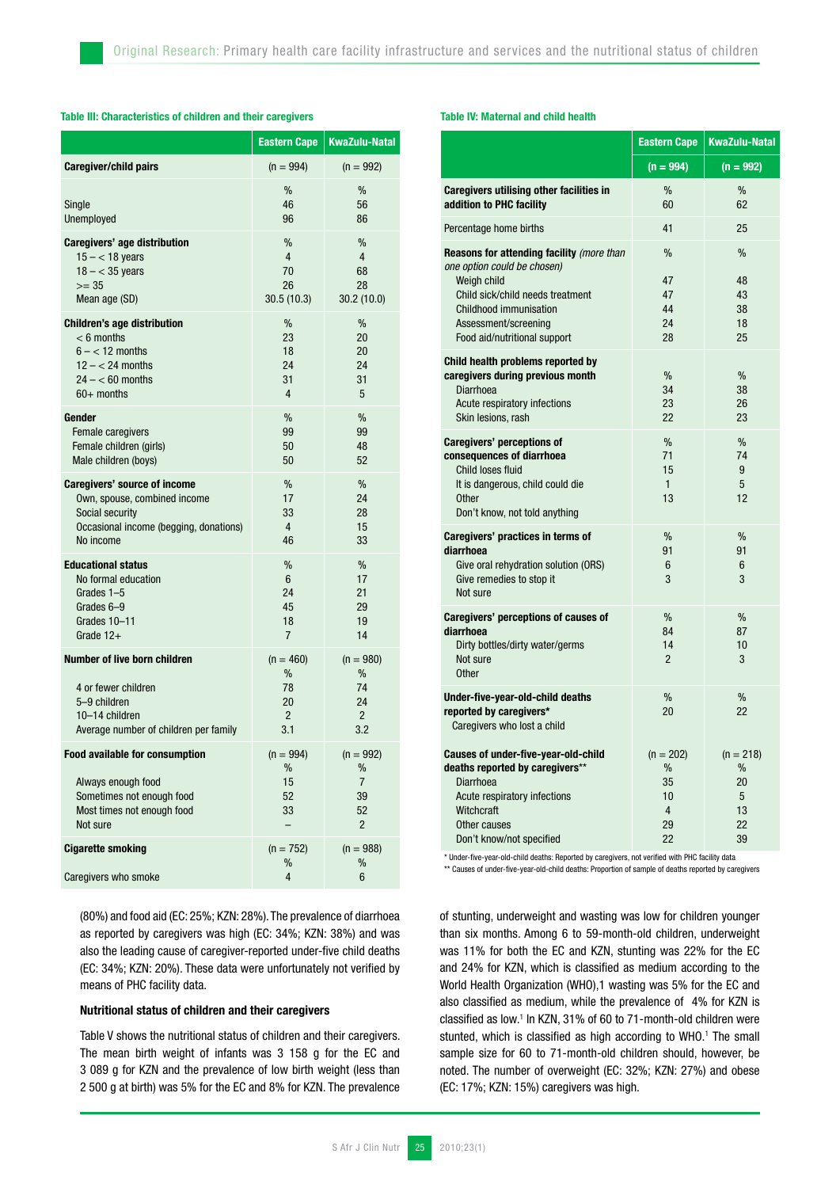**Table III: Characteristics of children and their caregivers**

| | Eastern Cape | KwaZulu-Natal |
|---|---|---|
| **Caregiver/child pairs** | (n = 994) | (n = 992) |
| | % | % |
| Single | 46 | 56 |
| Unemployed | 96 | 86 |
| **Caregivers' age distribution** | % | % |
| 15 – < 18 years | 4 | 4 |
| 18 – < 35 years | 70 | 68 |
| >= 35 | 26 | 28 |
| Mean age (SD) | 30.5 (10.3) | 30.2 (10.0) |
| **Children's age distribution** | % | % |
| < 6 months | 23 | 20 |
| 6 – < 12 months | 18 | 20 |
| 12 – < 24 months | 24 | 24 |
| 24 – < 60 months | 31 | 31 |
| 60+ months | 4 | 5 |
| **Gender** | % | % |
| Female caregivers | 99 | 99 |
| Female children (girls) | 50 | 48 |
| Male children (boys) | 50 | 52 |
| **Caregivers' source of income** | % | % |
| Own, spouse, combined income | 17 | 24 |
| Social security | 33 | 28 |
| Occasional income (begging, donations) | 4 | 15 |
| No income | 46 | 33 |
| **Educational status** | % | % |
| No formal education | 6 | 17 |
| Grades 1–5 | 24 | 21 |
| Grades 6–9 | 45 | 29 |
| Grades 10–11 | 18 | 19 |
| Grade 12+ | 7 | 14 |
| **Number of live born children** | (n = 460) | (n = 980) |
| | % | % |
| 4 or fewer children | 78 | 74 |
| 5–9 children | 20 | 24 |
| 10–14 children | 2 | 2 |
| Average number of children per family | 3.1 | 3.2 |
| **Food available for consumption** | (n = 994) | (n = 992) |
| | % | % |
| Always enough food | 15 | 7 |
| Sometimes not enough food | 52 | 39 |
| Most times not enough food | 33 | 52 |
| Not sure | – | 2 |
| **Cigarette smoking** | (n = 752) | (n = 988) |
| | % | % |
| Caregivers who smoke | 4 | 6 |

**Table IV: Maternal and child health**

| | Eastern Cape | KwaZulu-Natal |
|---|---|---|
| | (n = 994) | (n = 992) |
| **Caregivers utilising other facilities in addition to PHC facility** | % 60 | % 62 |
| Percentage home births | 41 | 25 |
| **Reasons for attending facility** *(more than one option could be chosen)* | % | % |
| Weigh child | 47 | 48 |
| Child sick/child needs treatment | 47 | 43 |
| Childhood immunisation | 44 | 38 |
| Assessment/screening | 24 | 18 |
| Food aid/nutritional support | 28 | 25 |
| **Child health problems reported by caregivers during previous month** | % | % |
| Diarrhoea | 34 | 38 |
| Acute respiratory infections | 23 | 26 |
| Skin lesions, rash | 22 | 23 |
| **Caregivers' perceptions of consequences of diarrhoea** | % | % |
| Child loses fluid | 71 | 74 |
| It is dangerous, child could die | 15 | 9 |
| Other | 1 | 5 |
| Don't know, not told anything | 13 | 12 |
| **Caregivers' practices in terms of diarrhoea** | % | % |
| Give oral rehydration solution (ORS) | 91 | 91 |
| Give remedies to stop it | 6 | 6 |
| Not sure | 3 | 3 |
| **Caregivers' perceptions of causes of diarrhoea** | % | % |
| Dirty bottles/dirty water/germs | 84 | 87 |
| Not sure | 14 | 10 |
| Other | 2 | 3 |
| **Under-five-year-old-child deaths reported by caregivers*** | % | % |
| Caregivers who lost a child | 20 | 22 |
| **Causes of under-five-year-old-child deaths reported by caregivers**** | (n = 202) | (n = 218) |
| | % | % |
| Diarrhoea | 35 | 20 |
| Acute respiratory infections | 10 | 5 |
| Witchcraft | 4 | 13 |
| Other causes | 29 | 22 |
| Don't know/not specified | 22 | 39 |

\* Under-five-year-old-child deaths: Reported by caregivers, not verified with PHC facility data

\*\* Causes of under-five-year-old-child deaths: Proportion of sample of deaths reported by caregivers

(80%) and food aid (EC: 25%; KZN: 28%). The prevalence of diarrhoea as reported by caregivers was high (EC: 34%; KZN: 38%) and was also the leading cause of caregiver-reported under-five child deaths (EC: 34%; KZN: 20%). These data were unfortunately not verified by means of PHC facility data.

### Nutritional status of children and their caregivers

Table V shows the nutritional status of children and their caregivers. The mean birth weight of infants was 3 158 g for the EC and 3 089 g for KZN and the prevalence of low birth weight (less than 2 500 g at birth) was 5% for the EC and 8% for KZN. The prevalence of stunting, underweight and wasting was low for children younger than six months. Among 6 to 59-month-old children, underweight was 11% for both the EC and KZN, stunting was 22% for the EC and 24% for KZN, which is classified as medium according to the World Health Organization (WHO),[1] wasting was 5% for the EC and also classified as medium, while the prevalence of 4% for KZN is classified as low.[1] In KZN, 31% of 60 to 71-month-old children were stunted, which is classified as high according to WHO.[1] The small sample size for 60 to 71-month-old children should, however, be noted. The number of overweight (EC: 32%; KZN: 27%) and obese (EC: 17%; KZN: 15%) caregivers was high.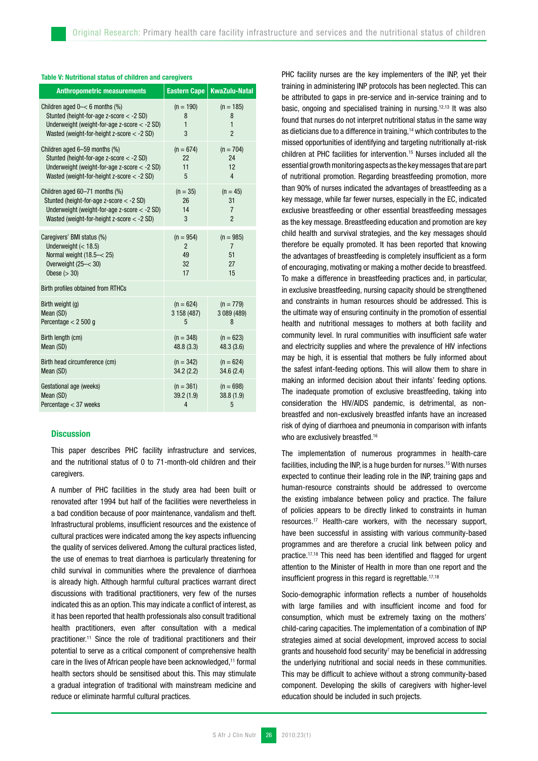**Table V: Nutritional status of children and caregivers**

| Anthropometric measurements | Eastern Cape | KwaZulu-Natal |
|---|---|---|
| Children aged 0–< 6 months (%) | (n = 190) | (n = 185) |
| Stunted (height-for-age z-score < -2 SD) | 8 | 8 |
| Underweight (weight-for-age z-score < -2 SD) | 1 | 1 |
| Wasted (weight-for-height z-score < -2 SD) | 3 | 2 |
| Children aged 6–59 months (%) | (n = 674) | (n = 704) |
| Stunted (height-for-age z-score < -2 SD) | 22 | 24 |
| Underweight (weight-for-age z-score < -2 SD) | 11 | 12 |
| Wasted (weight-for-height z-score < -2 SD) | 5 | 4 |
| Children aged 60–71 months (%) | (n = 35) | (n = 45) |
| Stunted (height-for-age z-score < -2 SD) | 26 | 31 |
| Underweight (weight-for-age z-score < -2 SD) | 14 | 7 |
| Wasted (weight-for-height z-score < -2 SD) | 3 | 2 |
| Caregivers' BMI status (%) | (n = 954) | (n = 985) |
| Underweight (< 18.5) | 2 | 7 |
| Normal weight (18.5–< 25) | 49 | 51 |
| Overweight (25–< 30) | 32 | 27 |
| Obese (> 30) | 17 | 15 |
| Birth profiles obtained from RTHCs | | |
| Birth weight (g) | (n = 624) | (n = 779) |
| Mean (SD) | 3 158 (487) | 3 089 (489) |
| Percentage < 2 500 g | 5 | 8 |
| Birth length (cm) | (n = 348) | (n = 623) |
| Mean (SD) | 48.8 (3.3) | 48.3 (3.6) |
| Birth head circumference (cm) | (n = 342) | (n = 624) |
| Mean (SD) | 34.2 (2.2) | 34.6 (2.4) |
| Gestational age (weeks) | (n = 361) | (n = 698) |
| Mean (SD) | 39.2 (1.9) | 38.8 (1.9) |
| Percentage < 37 weeks | 4 | 5 |

## Discussion

This paper describes PHC facility infrastructure and services, and the nutritional status of 0 to 71-month-old children and their caregivers.

A number of PHC facilities in the study area had been built or renovated after 1994 but half of the facilities were nevertheless in a bad condition because of poor maintenance, vandalism and theft. Infrastructural problems, insufficient resources and the existence of cultural practices were indicated among the key aspects influencing the quality of services delivered. Among the cultural practices listed, the use of enemas to treat diarrhoea is particularly threatening for child survival in communities where the prevalence of diarrhoea is already high. Although harmful cultural practices warrant direct discussions with traditional practitioners, very few of the nurses indicated this as an option. This may indicate a conflict of interest, as it has been reported that health professionals also consult traditional health practitioners, even after consultation with a medical practitioner.[11] Since the role of traditional practitioners and their potential to serve as a critical component of comprehensive health care in the lives of African people have been acknowledged,[11] formal health sectors should be sensitised about this. This may stimulate a gradual integration of traditional with mainstream medicine and reduce or eliminate harmful cultural practices.

PHC facility nurses are the key implementers of the INP, yet their training in administering INP protocols has been neglected. This can be attributed to gaps in pre-service and in-service training and to basic, ongoing and specialised training in nursing.[12,13] It was also found that nurses do not interpret nutritional status in the same way as dieticians due to a difference in training,[14] which contributes to the missed opportunities of identifying and targeting nutritionally at-risk children at PHC facilities for intervention.[15] Nurses included all the essential growth monitoring aspects as the key messages that are part of nutritional promotion. Regarding breastfeeding promotion, more than 90% of nurses indicated the advantages of breastfeeding as a key message, while far fewer nurses, especially in the EC, indicated exclusive breastfeeding or other essential breastfeeding messages as the key message. Breastfeeding education and promotion are key child health and survival strategies, and the key messages should therefore be equally promoted. It has been reported that knowing the advantages of breastfeeding is completely insufficient as a form of encouraging, motivating or making a mother decide to breastfeed. To make a difference in breastfeeding practices and, in particular, in exclusive breastfeeding, nursing capacity should be strengthened and constraints in human resources should be addressed. This is the ultimate way of ensuring continuity in the promotion of essential health and nutritional messages to mothers at both facility and community level. In rural communities with insufficient safe water and electricity supplies and where the prevalence of HIV infections may be high, it is essential that mothers be fully informed about the safest infant-feeding options. This will allow them to share in making an informed decision about their infants' feeding options. The inadequate promotion of exclusive breastfeeding, taking into consideration the HIV/AIDS pandemic, is detrimental, as non-breastfed and non-exclusively breastfed infants have an increased risk of dying of diarrhoea and pneumonia in comparison with infants who are exclusively breastfed.[16]

The implementation of numerous programmes in health-care facilities, including the INP, is a huge burden for nurses.[15] With nurses expected to continue their leading role in the INP, training gaps and human-resource constraints should be addressed to overcome the existing imbalance between policy and practice. The failure of policies appears to be directly linked to constraints in human resources.[17] Health-care workers, with the necessary support, have been successful in assisting with various community-based programmes and are therefore a crucial link between policy and practice.[17,18] This need has been identified and flagged for urgent attention to the Minister of Health in more than one report and the insufficient progress in this regard is regrettable.[17,18]

Socio-demographic information reflects a number of households with large families and with insufficient income and food for consumption, which must be extremely taxing on the mothers' child-caring capacities. The implementation of a combination of INP strategies aimed at social development, improved access to social grants and household food security[7] may be beneficial in addressing the underlying nutritional and social needs in these communities. This may be difficult to achieve without a strong community-based component. Developing the skills of caregivers with higher-level education should be included in such projects.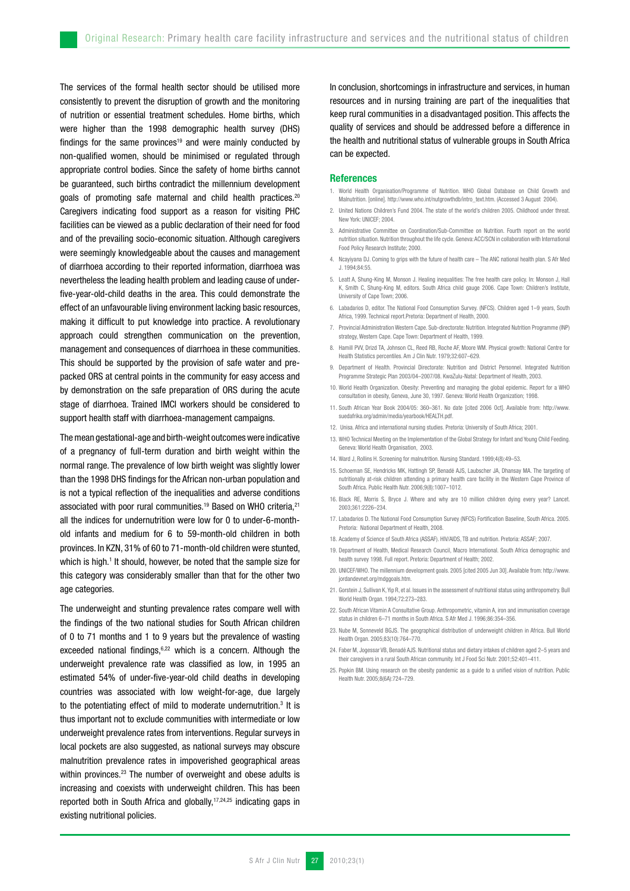The services of the formal health sector should be utilised more consistently to prevent the disruption of growth and the monitoring of nutrition or essential treatment schedules. Home births, which were higher than the 1998 demographic health survey (DHS) findings for the same provinces[19] and were mainly conducted by non-qualified women, should be minimised or regulated through appropriate control bodies. Since the safety of home births cannot be guaranteed, such births contradict the millennium development goals of promoting safe maternal and child health practices.[20] Caregivers indicating food support as a reason for visiting PHC facilities can be viewed as a public declaration of their need for food and of the prevailing socio-economic situation. Although caregivers were seemingly knowledgeable about the causes and management of diarrhoea according to their reported information, diarrhoea was nevertheless the leading health problem and leading cause of under-five-year-old-child deaths in the area. This could demonstrate the effect of an unfavourable living environment lacking basic resources, making it difficult to put knowledge into practice. A revolutionary approach could strengthen communication on the prevention, management and consequences of diarrhoea in these communities. This should be supported by the provision of safe water and pre-packed ORS at central points in the community for easy access and by demonstration on the safe preparation of ORS during the acute stage of diarrhoea. Trained IMCI workers should be considered to support health staff with diarrhoea-management campaigns.

The mean gestational-age and birth-weight outcomes were indicative of a pregnancy of full-term duration and birth weight within the normal range. The prevalence of low birth weight was slightly lower than the 1998 DHS findings for the African non-urban population and is not a typical reflection of the inequalities and adverse conditions associated with poor rural communities.[19] Based on WHO criteria,[21] all the indices for undernutrition were low for 0 to under-6-month-old infants and medium for 6 to 59-month-old children in both provinces. In KZN, 31% of 60 to 71-month-old children were stunted, which is high.[1] It should, however, be noted that the sample size for this category was considerably smaller than that for the other two age categories.

The underweight and stunting prevalence rates compare well with the findings of the two national studies for South African children of 0 to 71 months and 1 to 9 years but the prevalence of wasting exceeded national findings,[6,22] which is a concern. Although the underweight prevalence rate was classified as low, in 1995 an estimated 54% of under-five-year-old child deaths in developing countries was associated with low weight-for-age, due largely to the potentiating effect of mild to moderate undernutrition.[3] It is thus important not to exclude communities with intermediate or low underweight prevalence rates from interventions. Regular surveys in local pockets are also suggested, as national surveys may obscure malnutrition prevalence rates in impoverished geographical areas within provinces.[23] The number of overweight and obese adults is increasing and coexists with underweight children. This has been reported both in South Africa and globally,[17,24,25] indicating gaps in existing nutritional policies.

In conclusion, shortcomings in infrastructure and services, in human resources and in nursing training are part of the inequalities that keep rural communities in a disadvantaged position. This affects the quality of services and should be addressed before a difference in the health and nutritional status of vulnerable groups in South Africa can be expected.

## References

1. World Health Organisation/Programme of Nutrition. WHO Global Database on Child Growth and Malnutrition. [online]. http://www.who.int/nutgrowthdb/intro_text.htm. (Accessed 3 August 2004).
2. United Nations Children's Fund 2004. The state of the world's children 2005. Childhood under threat. New York: UNICEF; 2004.
3. Administrative Committee on Coordination/Sub-Committee on Nutrition. Fourth report on the world nutrition situation. Nutrition throughout the life cycle. Geneva: ACC/SCN in collaboration with International Food Policy Research Institute; 2000.
4. Ncayiyana DJ. Coming to grips with the future of health care – The ANC national health plan. S Afr Med J. 1994;84:55.
5. Leatt A, Shung-King M, Monson J. Healing inequalities: The free health care policy. In: Monson J, Hall K, Smith C, Shung-King M, editors. South Africa child gauge 2006. Cape Town: Children's Institute, University of Cape Town; 2006.
6. Labadarios D, editor. The National Food Consumption Survey. (NFCS). Children aged 1–9 years, South Africa, 1999. Technical report.Pretoria: Department of Health, 2000.
7. Provincial Administration Western Cape. Sub-directorate: Nutrition. Integrated Nutrition Programme (INP) strategy, Western Cape. Cape Town: Department of Health, 1999.
8. Hamill PVV, Drizd TA, Johnson CL, Reed RB, Roche AF, Moore WM. Physical growth: National Centre for Health Statistics percentiles. Am J Clin Nutr. 1979;32:607–629.
9. Department of Health. Provincial Directorate: Nutrition and District Personnel. Integrated Nutrition Programme Strategic Plan 2003/04–2007/08. KwaZulu-Natal: Department of Health, 2003.
10. World Health Organization. Obesity: Preventing and managing the global epidemic. Report for a WHO consultation in obesity, Geneva, June 30, 1997. Geneva: World Health Organization; 1998.
11. South African Year Book 2004/05: 360–361. No date [cited 2006 Oct]. Available from: http://www.suedafrika.org/admin/media/yearbook/HEALTH.pdf.
12. Unisa. Africa and international nursing studies. Pretoria: University of South Africa; 2001.
13. WHO Technical Meeting on the Implementation of the Global Strategy for Infant and Young Child Feeding. Geneva: World Health Organisation, 2003.
14. Ward J, Rollins H. Screening for malnutrition. Nursing Standard. 1999;4(8):49–53.
15. Schoeman SE, Hendricks MK, Hattingh SP, Benadé AJS, Laubscher JA, Dhansay MA. The targeting of nutritionally at-risk children attending a primary health care facility in the Western Cape Province of South Africa. Public Health Nutr. 2006;9(8):1007–1012.
16. Black RE, Morris S, Bryce J. Where and why are 10 million children dying every year? Lancet. 2003;361:2226–234.
17. Labadarios D. The National Food Consumption Survey (NFCS) Fortification Baseline, South Africa. 2005. Pretoria: National Department of Health, 2008.
18. Academy of Science of South Africa (ASSAF). HIV/AIDS, TB and nutrition. Pretoria: ASSAF; 2007.
19. Department of Health, Medical Research Council, Macro International. South Africa demographic and health survey 1998. Full report. Pretoria: Department of Health; 2002.
20. UNICEF/WHO. The millennium development goals. 2005 [cited 2005 Jun 30]. Available from: http://www.jordandevnet.org/mdggoals.htm.
21. Gorstein J, Sullivan K, Yip R, et al. Issues in the assessment of nutritional status using anthropometry. Bull World Health Organ. 1994;72:273–283.
22. South African Vitamin A Consultative Group. Anthropometric, vitamin A, iron and immunisation coverage status in children 6–71 months in South Africa. S Afr Med J. 1996;86:354–356.
23. Nube M, Sonneveld BGJS. The geographical distribution of underweight children in Africa. Bull World Health Organ. 2005;83(10):764–770.
24. Faber M, Jogessar VB, Benadé AJS. Nutritional status and dietary intakes of children aged 2–5 years and their caregivers in a rural South African community. Int J Food Sci Nutr. 2001;52:401–411.
25. Popkin BM. Using research on the obesity pandemic as a guide to a unified vision of nutrition. Public Health Nutr. 2005;8(6A):724–729.